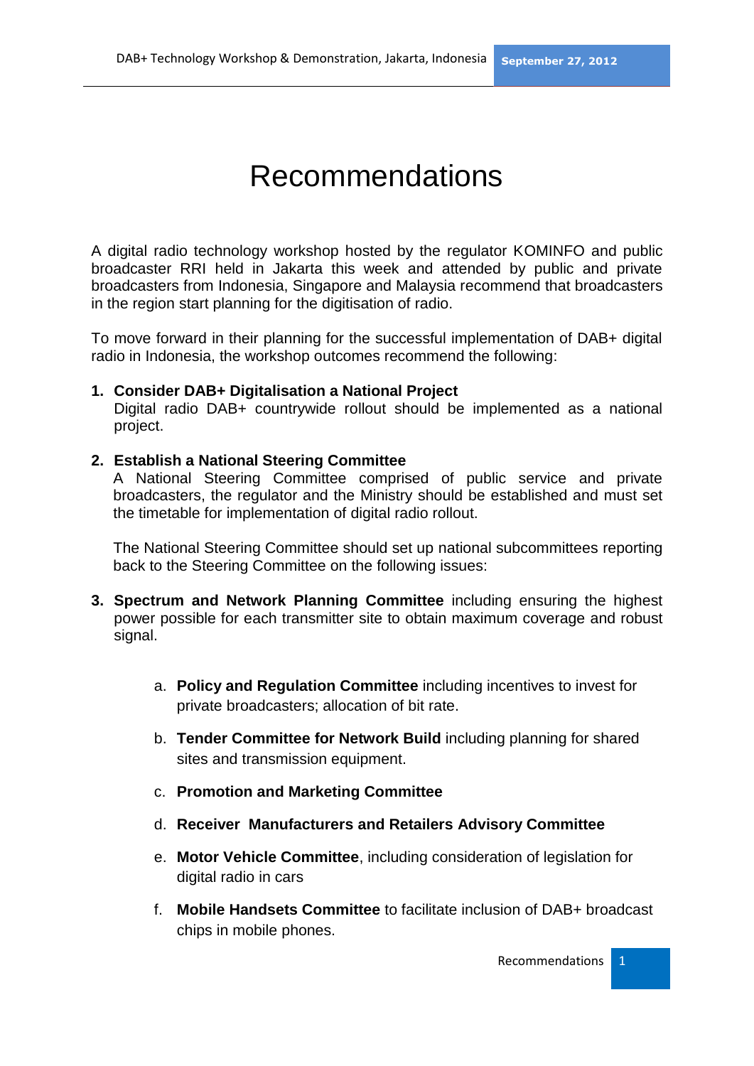# Recommendations

A digital radio technology workshop hosted by the regulator KOMINFO and public broadcaster RRI held in Jakarta this week and attended by public and private broadcasters from Indonesia, Singapore and Malaysia recommend that broadcasters in the region start planning for the digitisation of radio.

To move forward in their planning for the successful implementation of DAB+ digital radio in Indonesia, the workshop outcomes recommend the following:

1. **Consider DAB+ Digitalisation a National Project**
   Digital radio DAB+ countrywide rollout should be implemented as a national project.

2. **Establish a National Steering Committee**
   A National Steering Committee comprised of public service and private broadcasters, the regulator and the Ministry should be established and must set the timetable for implementation of digital radio rollout.

   The National Steering Committee should set up national subcommittees reporting back to the Steering Committee on the following issues:

3. **Spectrum and Network Planning Committee** including ensuring the highest power possible for each transmitter site to obtain maximum coverage and robust signal.

   a. **Policy and Regulation Committee** including incentives to invest for private broadcasters; allocation of bit rate.

   b. **Tender Committee for Network Build** including planning for shared sites and transmission equipment.

   c. **Promotion and Marketing Committee**

   d. **Receiver Manufacturers and Retailers Advisory Committee**

   e. **Motor Vehicle Committee**, including consideration of legislation for digital radio in cars

   f. **Mobile Handsets Committee** to facilitate inclusion of DAB+ broadcast chips in mobile phones.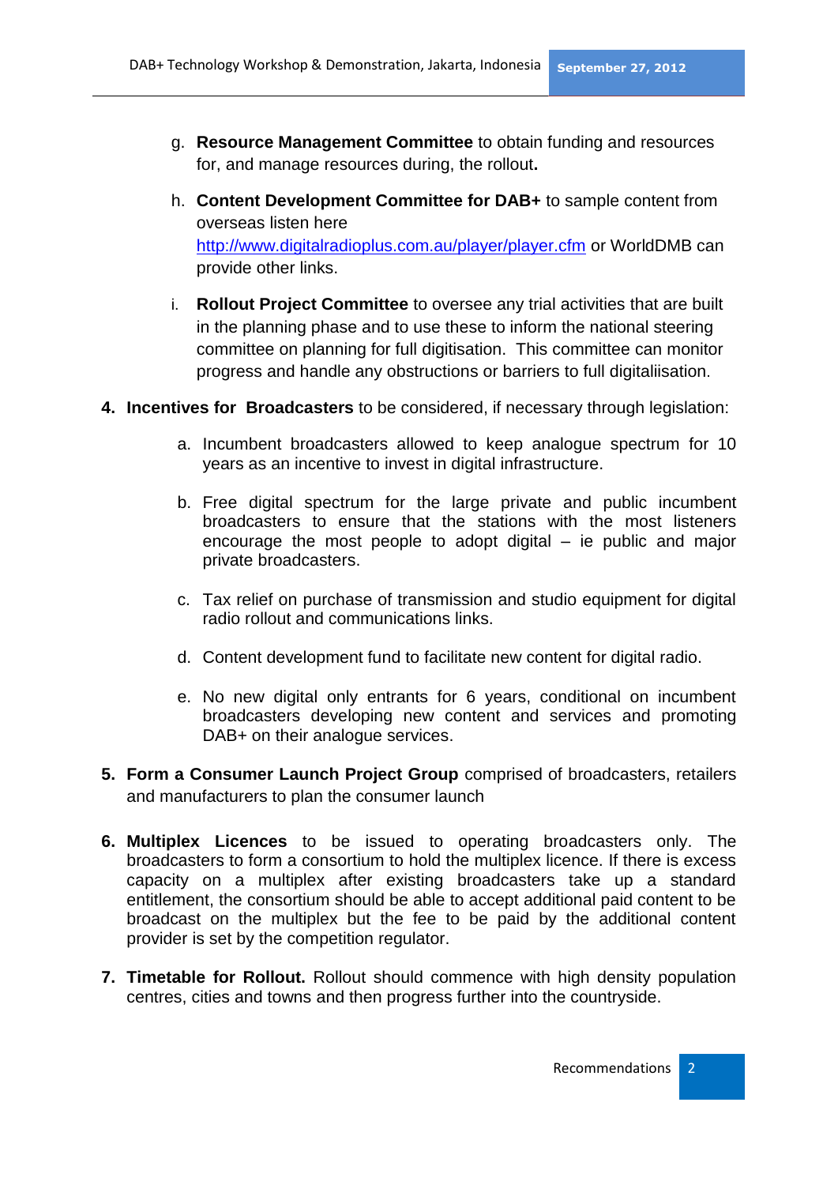g. **Resource Management Committee** to obtain funding and resources for, and manage resources during, the rollout**.**

h. **Content Development Committee for DAB+** to sample content from overseas listen here http://www.digitalradioplus.com.au/player/player.cfm or WorldDMB can provide other links.

i. **Rollout Project Committee** to oversee any trial activities that are built in the planning phase and to use these to inform the national steering committee on planning for full digitisation. This committee can monitor progress and handle any obstructions or barriers to full digitaliisation.

4. **Incentives for Broadcasters** to be considered, if necessary through legislation:

   a. Incumbent broadcasters allowed to keep analogue spectrum for 10 years as an incentive to invest in digital infrastructure.

   b. Free digital spectrum for the large private and public incumbent broadcasters to ensure that the stations with the most listeners encourage the most people to adopt digital – ie public and major private broadcasters.

   c. Tax relief on purchase of transmission and studio equipment for digital radio rollout and communications links.

   d. Content development fund to facilitate new content for digital radio.

   e. No new digital only entrants for 6 years, conditional on incumbent broadcasters developing new content and services and promoting DAB+ on their analogue services.

5. **Form a Consumer Launch Project Group** comprised of broadcasters, retailers and manufacturers to plan the consumer launch

6. **Multiplex Licences** to be issued to operating broadcasters only. The broadcasters to form a consortium to hold the multiplex licence. If there is excess capacity on a multiplex after existing broadcasters take up a standard entitlement, the consortium should be able to accept additional paid content to be broadcast on the multiplex but the fee to be paid by the additional content provider is set by the competition regulator.

7. **Timetable for Rollout.** Rollout should commence with high density population centres, cities and towns and then progress further into the countryside.